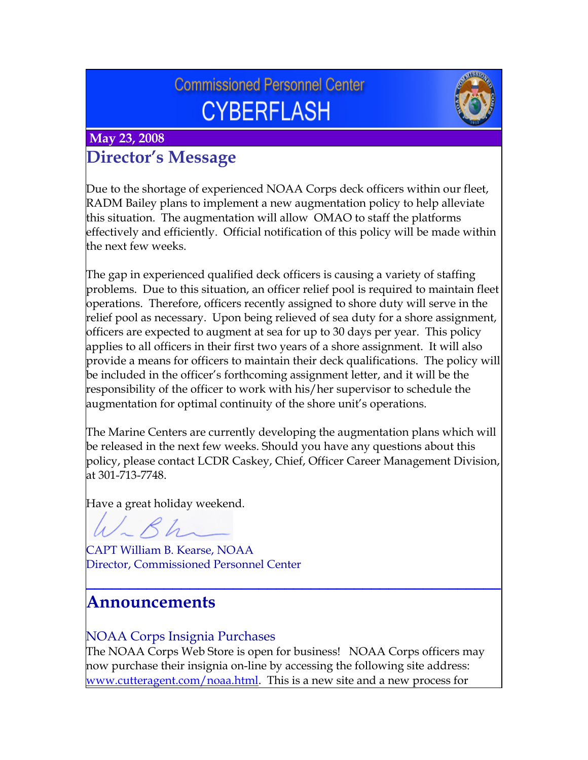# Commissioned Personnel Center CYBERFLASH

**May 23, 2008**

## Director's Message

Due to the shortage of experienced NOAA Corps deck officers within our fleet, RADM Bailey plans to implement a new augmentation policy to help alleviate this situation. The augmentation will allow OMAO to staff the platforms effectively and efficiently. Official notification of this policy will be made within the next few weeks.

The gap in experienced qualified deck officers is causing a variety of staffing problems. Due to this situation, an officer relief pool is required to maintain fleet operations. Therefore, officers recently assigned to shore duty will serve in the relief pool as necessary. Upon being relieved of sea duty for a shore assignment, officers are expected to augment at sea for up to 30 days per year. This policy applies to all officers in their first two years of a shore assignment. It will also provide a means for officers to maintain their deck qualifications. The policy will be included in the officer's forthcoming assignment letter, and it will be the responsibility of the officer to work with his/her supervisor to schedule the augmentation for optimal continuity of the shore unit's operations.

The Marine Centers are currently developing the augmentation plans which will be released in the next few weeks. Should you have any questions about this policy, please contact LCDR Caskey, Chief, Officer Career Management Division, at 301-713-7748.

Have a great holiday weekend.

CAPT William B. Kearse, NOAA
Director, Commissioned Personnel Center

---

## Announcements

### NOAA Corps Insignia Purchases

The NOAA Corps Web Store is open for business! NOAA Corps officers may now purchase their insignia on-line by accessing the following site address: www.cutteragent.com/noaa.html. This is a new site and a new process for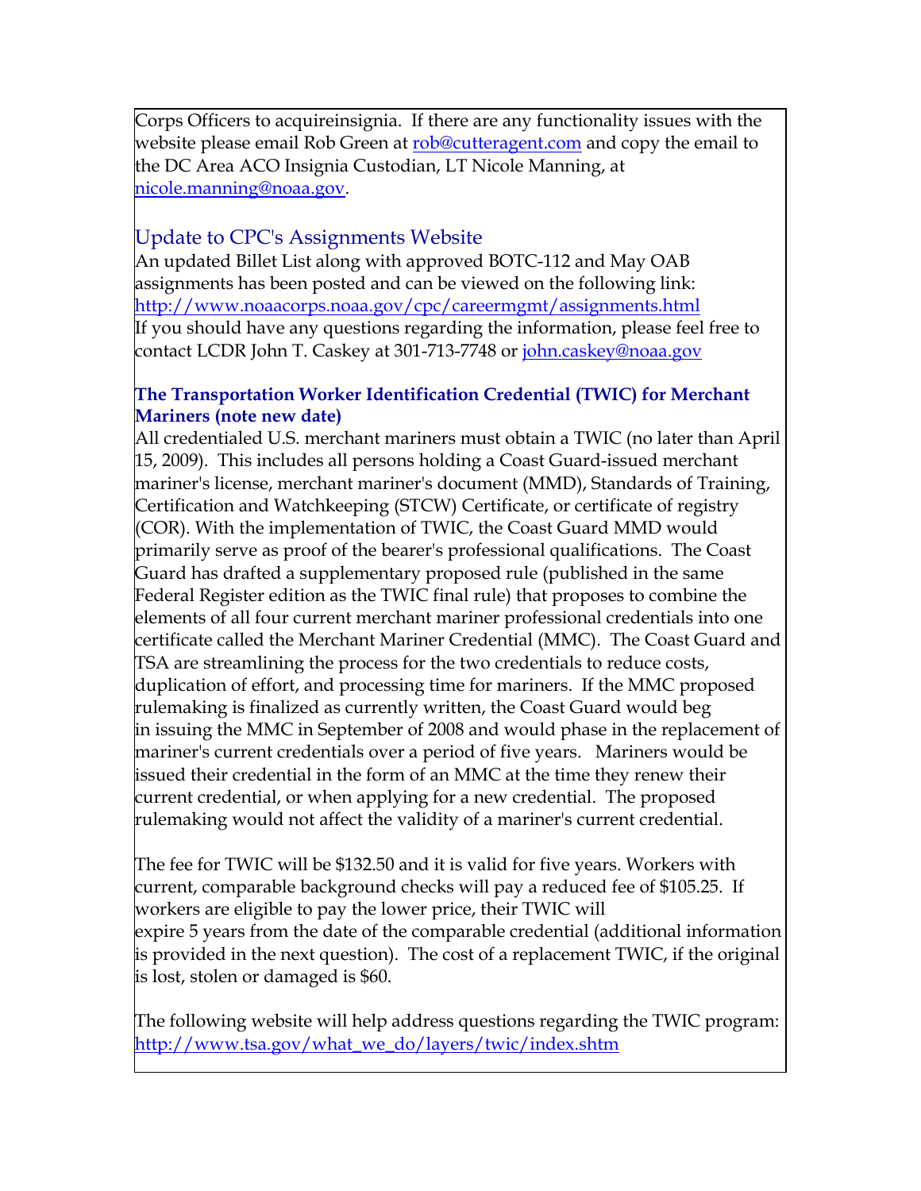Corps Officers to acquireinsignia. If there are any functionality issues with the website please email Rob Green at rob@cutteragent.com and copy the email to the DC Area ACO Insignia Custodian, LT Nicole Manning, at nicole.manning@noaa.gov.

## Update to CPC's Assignments Website

An updated Billet List along with approved BOTC-112 and May OAB assignments has been posted and can be viewed on the following link: http://www.noaacorps.noaa.gov/cpc/careermgmt/assignments.html
If you should have any questions regarding the information, please feel free to contact LCDR John T. Caskey at 301-713-7748 or john.caskey@noaa.gov

### The Transportation Worker Identification Credential (TWIC) for Merchant Mariners (note new date)

All credentialed U.S. merchant mariners must obtain a TWIC (no later than April 15, 2009). This includes all persons holding a Coast Guard-issued merchant mariner's license, merchant mariner's document (MMD), Standards of Training, Certification and Watchkeeping (STCW) Certificate, or certificate of registry (COR). With the implementation of TWIC, the Coast Guard MMD would primarily serve as proof of the bearer's professional qualifications. The Coast Guard has drafted a supplementary proposed rule (published in the same Federal Register edition as the TWIC final rule) that proposes to combine the elements of all four current merchant mariner professional credentials into one certificate called the Merchant Mariner Credential (MMC). The Coast Guard and TSA are streamlining the process for the two credentials to reduce costs, duplication of effort, and processing time for mariners. If the MMC proposed rulemaking is finalized as currently written, the Coast Guard would beg in issuing the MMC in September of 2008 and would phase in the replacement of mariner's current credentials over a period of five years. Mariners would be issued their credential in the form of an MMC at the time they renew their current credential, or when applying for a new credential. The proposed rulemaking would not affect the validity of a mariner's current credential.

The fee for TWIC will be $132.50 and it is valid for five years. Workers with current, comparable background checks will pay a reduced fee of $105.25. If workers are eligible to pay the lower price, their TWIC will expire 5 years from the date of the comparable credential (additional information is provided in the next question). The cost of a replacement TWIC, if the original is lost, stolen or damaged is $60.

The following website will help address questions regarding the TWIC program: http://www.tsa.gov/what_we_do/layers/twic/index.shtm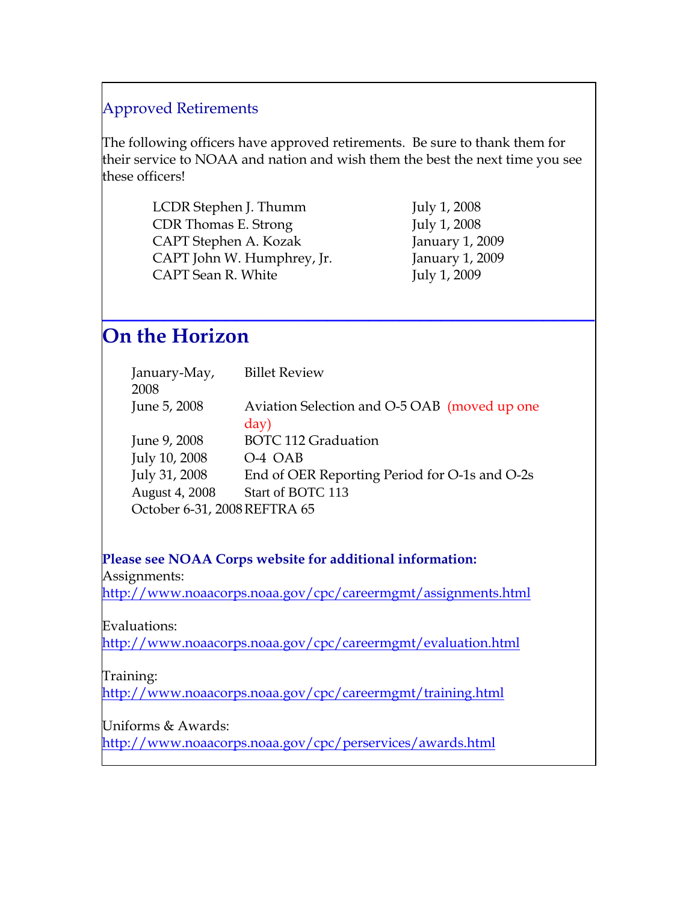## Approved Retirements

The following officers have approved retirements. Be sure to thank them for their service to NOAA and nation and wish them the best the next time you see these officers!

| | |
|---|---|
| LCDR Stephen J. Thumm | July 1, 2008 |
| CDR Thomas E. Strong | July 1, 2008 |
| CAPT Stephen A. Kozak | January 1, 2009 |
| CAPT John W. Humphrey, Jr. | January 1, 2009 |
| CAPT Sean R. White | July 1, 2009 |

# On the Horizon

| | |
|---|---|
| January-May, 2008 | Billet Review |
| June 5, 2008 | Aviation Selection and O-5 OAB (moved up one day) |
| June 9, 2008 | BOTC 112 Graduation |
| July 10, 2008 | O-4 OAB |
| July 31, 2008 | End of OER Reporting Period for O-1s and O-2s |
| August 4, 2008 | Start of BOTC 113 |
| October 6-31, 2008 | REFTRA 65 |

**Please see NOAA Corps website for additional information:**

Assignments:
http://www.noaacorps.noaa.gov/cpc/careermgmt/assignments.html

Evaluations:
http://www.noaacorps.noaa.gov/cpc/careermgmt/evaluation.html

Training:
http://www.noaacorps.noaa.gov/cpc/careermgmt/training.html

Uniforms & Awards:
http://www.noaacorps.noaa.gov/cpc/perservices/awards.html